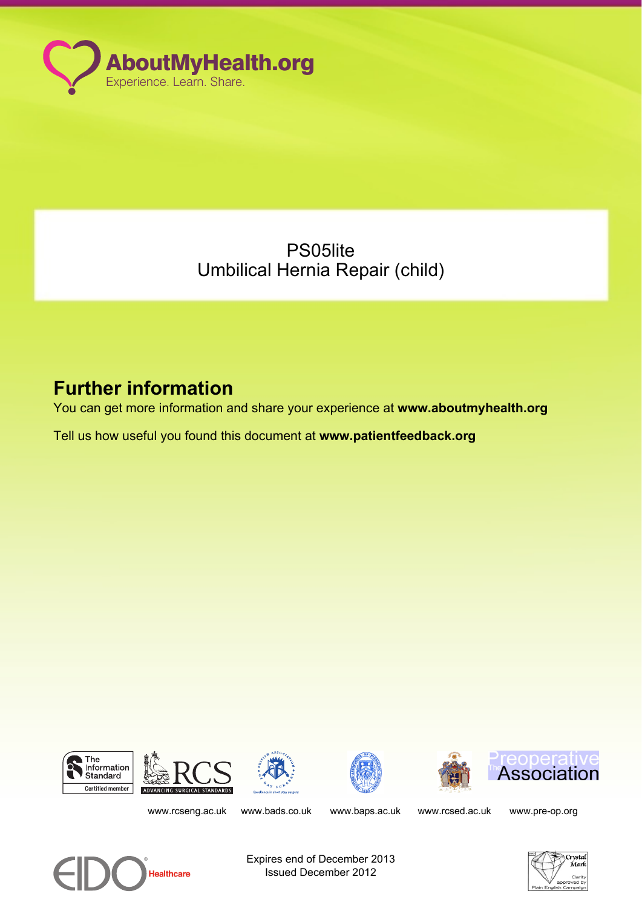AboutMyHealth.org

Experience. Learn. Share.

PS05lite
Umbilical Hernia Repair (child)

## Further information

You can get more information and share your experience at **www.aboutmyhealth.org**

Tell us how useful you found this document at **www.patientfeedback.org**

The Information Standard Certified member

RCS ADVANCING SURGICAL STANDARDS

The Preoperative Association

www.rcseng.ac.uk www.bads.co.uk www.baps.ac.uk www.rcsed.ac.uk www.pre-op.org

EIDO Healthcare

Expires end of December 2013
Issued December 2012

Crystal Mark Clarity approved by Plain English Campaign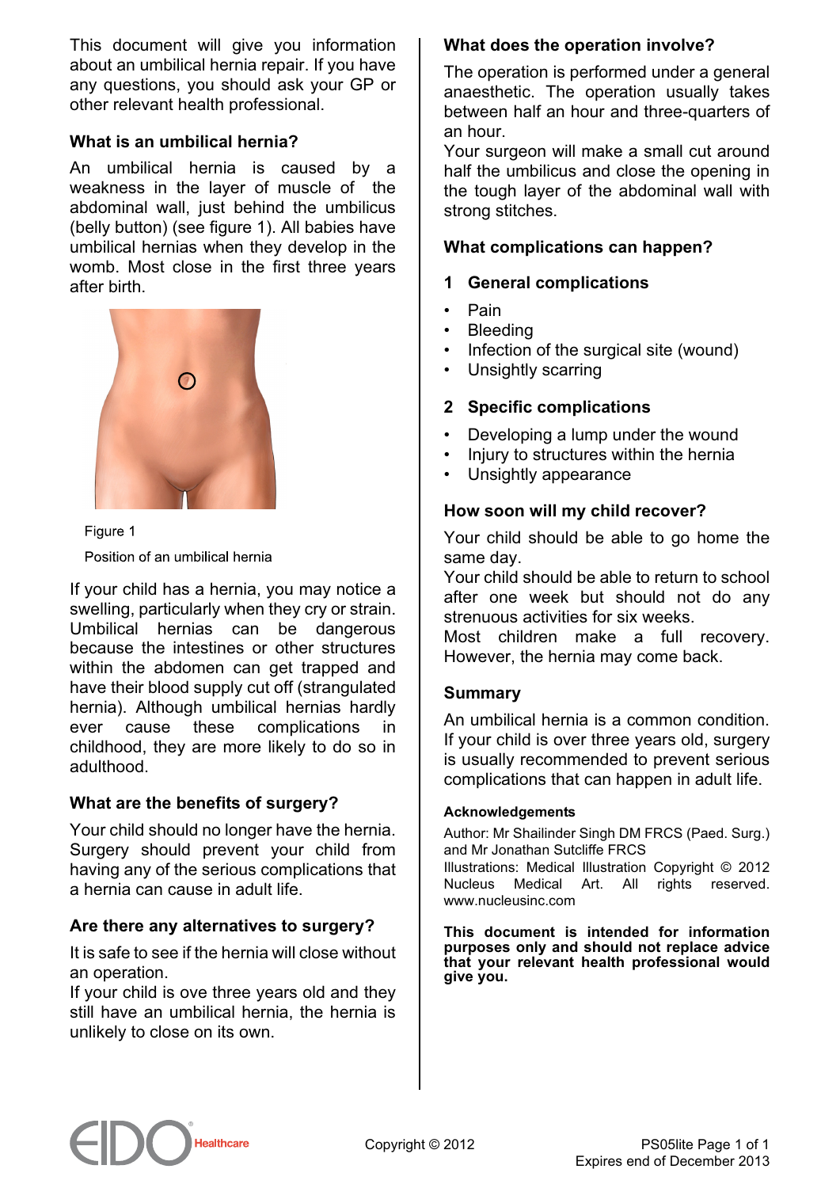This document will give you information about an umbilical hernia repair. If you have any questions, you should ask your GP or other relevant health professional.

### What is an umbilical hernia?

An umbilical hernia is caused by a weakness in the layer of muscle of the abdominal wall, just behind the umbilicus (belly button) (see figure 1). All babies have umbilical hernias when they develop in the womb. Most close in the first three years after birth.

Figure 1

Position of an umbilical hernia

If your child has a hernia, you may notice a swelling, particularly when they cry or strain. Umbilical hernias can be dangerous because the intestines or other structures within the abdomen can get trapped and have their blood supply cut off (strangulated hernia). Although umbilical hernias hardly ever cause these complications in childhood, they are more likely to do so in adulthood.

### What are the benefits of surgery?

Your child should no longer have the hernia. Surgery should prevent your child from having any of the serious complications that a hernia can cause in adult life.

### Are there any alternatives to surgery?

It is safe to see if the hernia will close without an operation.

If your child is ove three years old and they still have an umbilical hernia, the hernia is unlikely to close on its own.

### What does the operation involve?

The operation is performed under a general anaesthetic. The operation usually takes between half an hour and three-quarters of an hour.

Your surgeon will make a small cut around half the umbilicus and close the opening in the tough layer of the abdominal wall with strong stitches.

### What complications can happen?

#### 1 General complications

- Pain
- Bleeding
- Infection of the surgical site (wound)
- Unsightly scarring

#### 2 Specific complications

- Developing a lump under the wound
- Injury to structures within the hernia
- Unsightly appearance

### How soon will my child recover?

Your child should be able to go home the same day.

Your child should be able to return to school after one week but should not do any strenuous activities for six weeks.

Most children make a full recovery. However, the hernia may come back.

### Summary

An umbilical hernia is a common condition. If your child is over three years old, surgery is usually recommended to prevent serious complications that can happen in adult life.

**Acknowledgements**

Author: Mr Shailinder Singh DM FRCS (Paed. Surg.) and Mr Jonathan Sutcliffe FRCS

Illustrations: Medical Illustration Copyright © 2012 Nucleus Medical Art. All rights reserved. www.nucleusinc.com

**This document is intended for information purposes only and should not replace advice that your relevant health professional would give you.**

EIDO Healthcare

Copyright © 2012

PS05lite

Expires end of December 2013